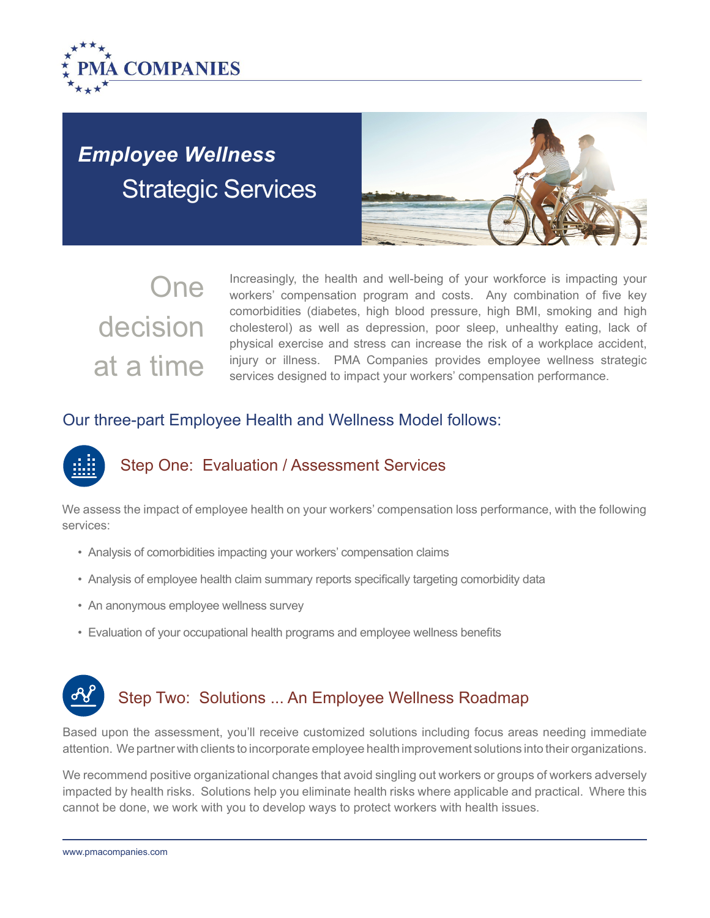PMA COMPANIES

# *Employee Wellness*
# Strategic Services

One decision at a time

Increasingly, the health and well-being of your workforce is impacting your workers' compensation program and costs. Any combination of five key comorbidities (diabetes, high blood pressure, high BMI, smoking and high cholesterol) as well as depression, poor sleep, unhealthy eating, lack of physical exercise and stress can increase the risk of a workplace accident, injury or illness. PMA Companies provides employee wellness strategic services designed to impact your workers' compensation performance.

## Our three-part Employee Health and Wellness Model follows:

### Step One: Evaluation / Assessment Services

We assess the impact of employee health on your workers' compensation loss performance, with the following services:

- Analysis of comorbidities impacting your workers' compensation claims
- Analysis of employee health claim summary reports specifically targeting comorbidity data
- An anonymous employee wellness survey
- Evaluation of your occupational health programs and employee wellness benefits

### Step Two: Solutions ... An Employee Wellness Roadmap

Based upon the assessment, you'll receive customized solutions including focus areas needing immediate attention. We partner with clients to incorporate employee health improvement solutions into their organizations.

We recommend positive organizational changes that avoid singling out workers or groups of workers adversely impacted by health risks. Solutions help you eliminate health risks where applicable and practical. Where this cannot be done, we work with you to develop ways to protect workers with health issues.

www.pmacompanies.com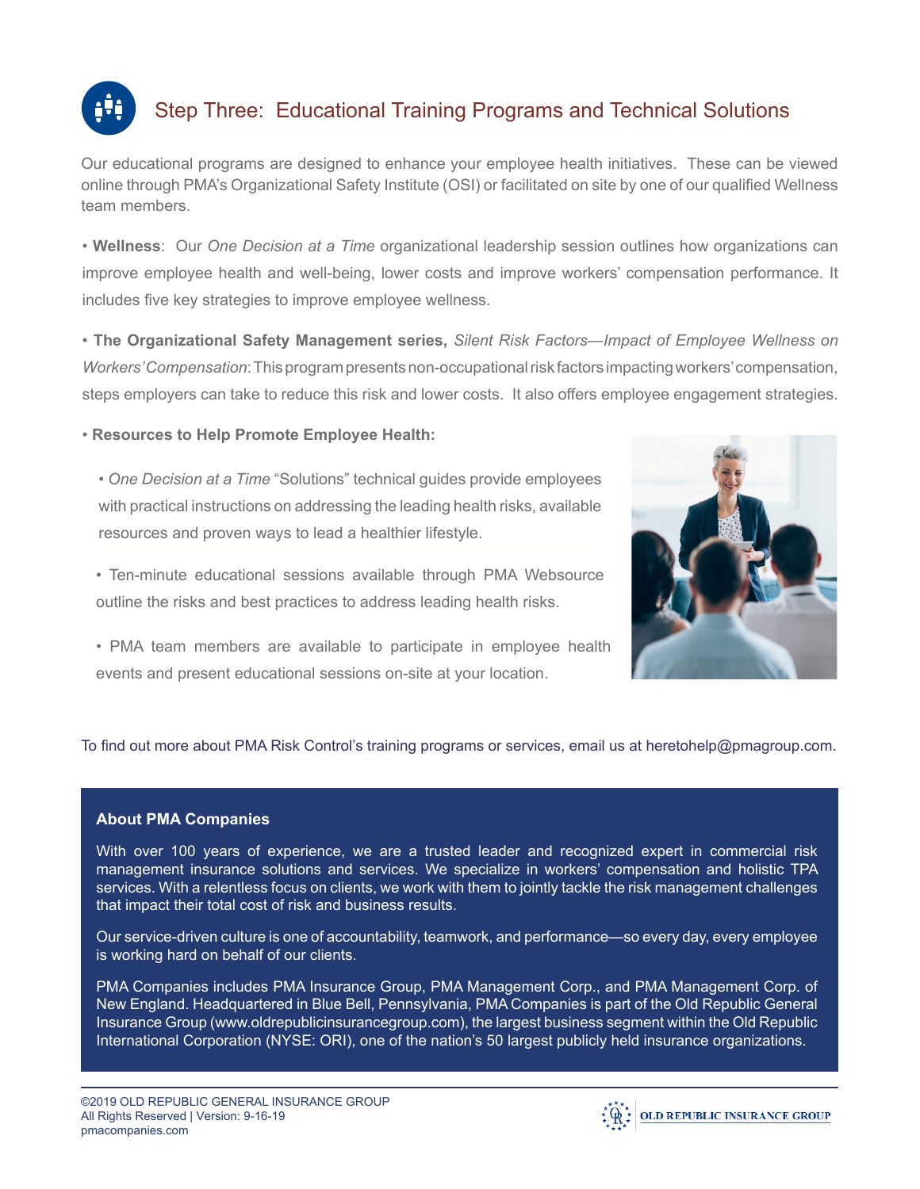## Step Three: Educational Training Programs and Technical Solutions

Our educational programs are designed to enhance your employee health initiatives. These can be viewed online through PMA's Organizational Safety Institute (OSI) or facilitated on site by one of our qualified Wellness team members.

• **Wellness**: Our *One Decision at a Time* organizational leadership session outlines how organizations can improve employee health and well-being, lower costs and improve workers' compensation performance. It includes five key strategies to improve employee wellness.

• **The Organizational Safety Management series,** *Silent Risk Factors—Impact of Employee Wellness on Workers' Compensation*: This program presents non-occupational risk factors impacting workers' compensation, steps employers can take to reduce this risk and lower costs. It also offers employee engagement strategies.

• **Resources to Help Promote Employee Health:**

- *One Decision at a Time* "Solutions" technical guides provide employees with practical instructions on addressing the leading health risks, available resources and proven ways to lead a healthier lifestyle.
- Ten-minute educational sessions available through PMA Websource outline the risks and best practices to address leading health risks.
- PMA team members are available to participate in employee health events and present educational sessions on-site at your location.

To find out more about PMA Risk Control's training programs or services, email us at heretohelp@pmagroup.com.

### About PMA Companies

With over 100 years of experience, we are a trusted leader and recognized expert in commercial risk management insurance solutions and services. We specialize in workers' compensation and holistic TPA services. With a relentless focus on clients, we work with them to jointly tackle the risk management challenges that impact their total cost of risk and business results.

Our service-driven culture is one of accountability, teamwork, and performance—so every day, every employee is working hard on behalf of our clients.

PMA Companies includes PMA Insurance Group, PMA Management Corp., and PMA Management Corp. of New England. Headquartered in Blue Bell, Pennsylvania, PMA Companies is part of the Old Republic General Insurance Group (www.oldrepublicinsurancegroup.com), the largest business segment within the Old Republic International Corporation (NYSE: ORI), one of the nation's 50 largest publicly held insurance organizations.

©2019 OLD REPUBLIC GENERAL INSURANCE GROUP
All Rights Reserved | Version: 9-16-19
pmacompanies.com

OLD REPUBLIC INSURANCE GROUP